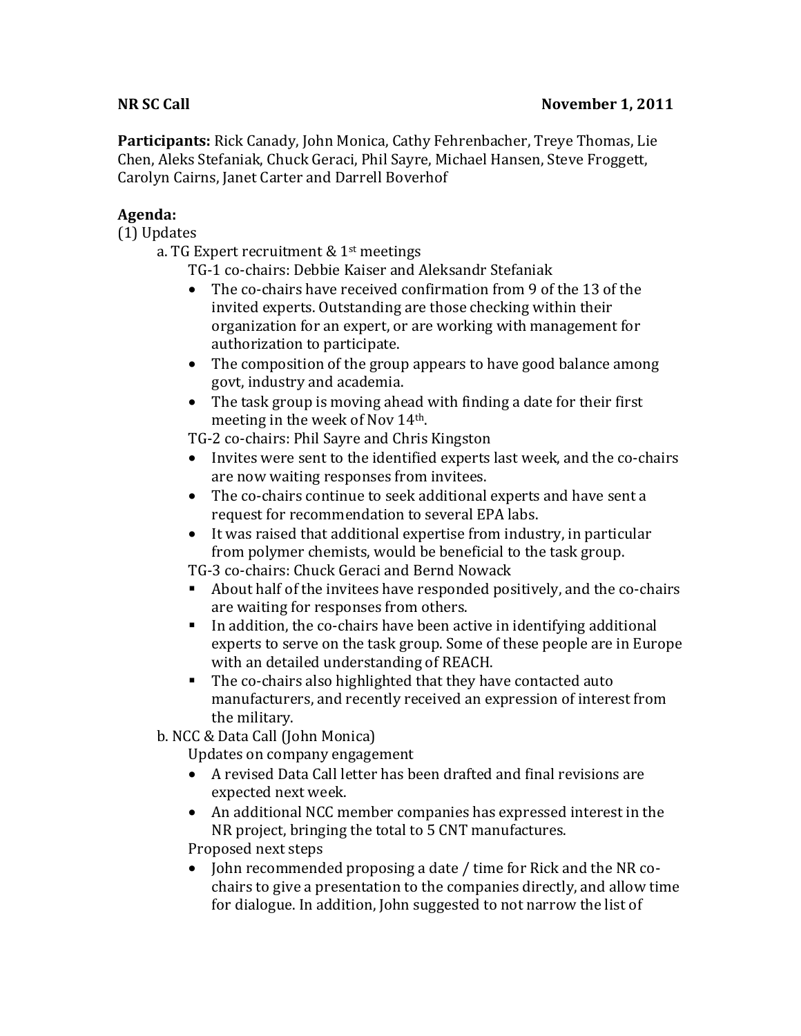**NR SC Call** **November 1, 2011**

**Participants:** Rick Canady, John Monica, Cathy Fehrenbacher, Treye Thomas, Lie Chen, Aleks Stefaniak, Chuck Geraci, Phil Sayre, Michael Hansen, Steve Froggett, Carolyn Cairns, Janet Carter and Darrell Boverhof

**Agenda:**

(1) Updates

a. TG Expert recruitment & 1st meetings

TG-1 co-chairs: Debbie Kaiser and Aleksandr Stefaniak

- The co-chairs have received confirmation from 9 of the 13 of the invited experts. Outstanding are those checking within their organization for an expert, or are working with management for authorization to participate.
- The composition of the group appears to have good balance among govt, industry and academia.
- The task group is moving ahead with finding a date for their first meeting in the week of Nov 14th.

TG-2 co-chairs: Phil Sayre and Chris Kingston

- Invites were sent to the identified experts last week, and the co-chairs are now waiting responses from invitees.
- The co-chairs continue to seek additional experts and have sent a request for recommendation to several EPA labs.
- It was raised that additional expertise from industry, in particular from polymer chemists, would be beneficial to the task group.

TG-3 co-chairs: Chuck Geraci and Bernd Nowack

- About half of the invitees have responded positively, and the co-chairs are waiting for responses from others.
- In addition, the co-chairs have been active in identifying additional experts to serve on the task group. Some of these people are in Europe with an detailed understanding of REACH.
- The co-chairs also highlighted that they have contacted auto manufacturers, and recently received an expression of interest from the military.

b. NCC & Data Call (John Monica)

Updates on company engagement

- A revised Data Call letter has been drafted and final revisions are expected next week.
- An additional NCC member companies has expressed interest in the NR project, bringing the total to 5 CNT manufactures.

Proposed next steps

- John recommended proposing a date / time for Rick and the NR co-chairs to give a presentation to the companies directly, and allow time for dialogue. In addition, John suggested to not narrow the list of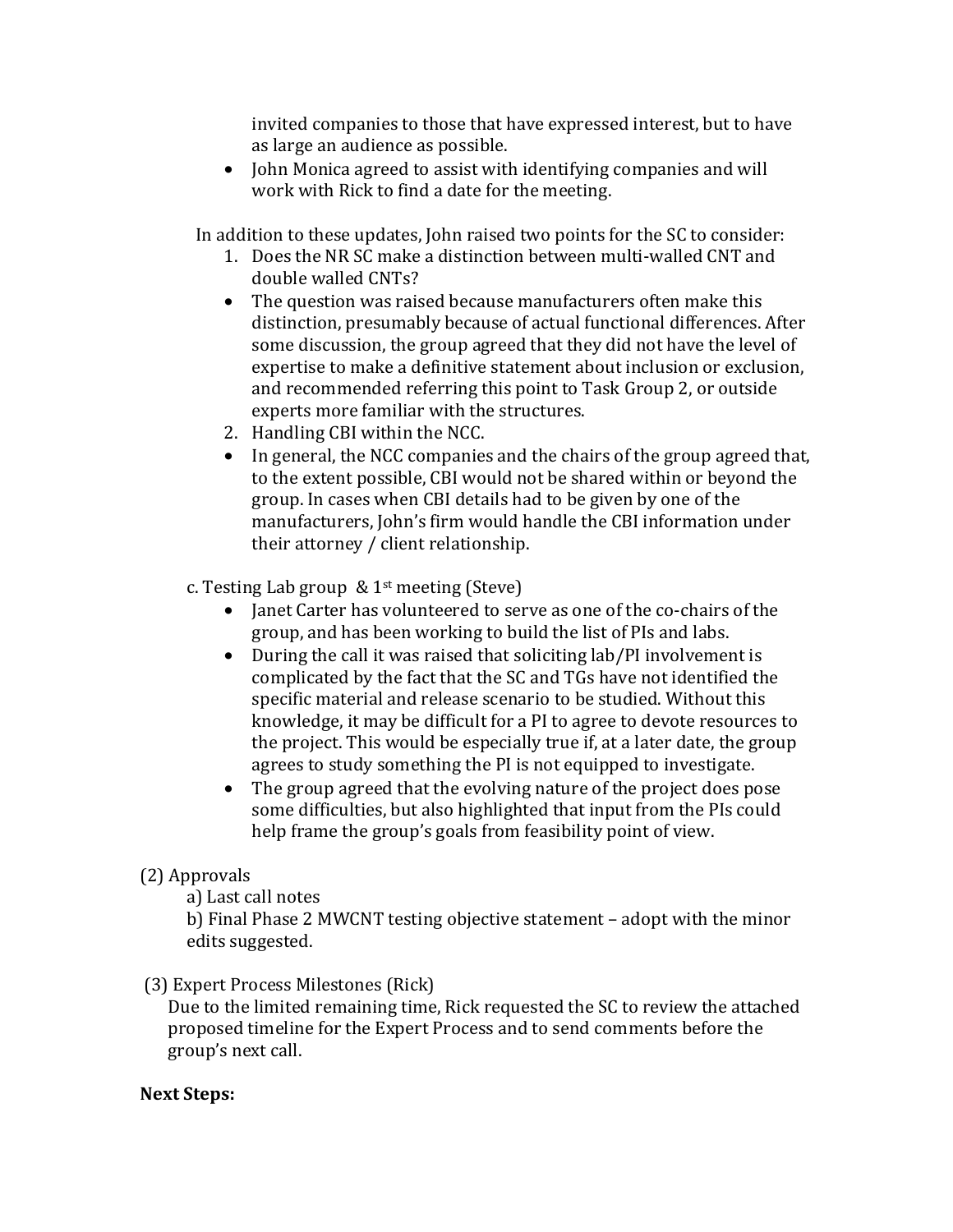invited companies to those that have expressed interest, but to have as large an audience as possible.

- John Monica agreed to assist with identifying companies and will work with Rick to find a date for the meeting.

In addition to these updates, John raised two points for the SC to consider:

1. Does the NR SC make a distinction between multi-walled CNT and double walled CNTs?
   - The question was raised because manufacturers often make this distinction, presumably because of actual functional differences. After some discussion, the group agreed that they did not have the level of expertise to make a definitive statement about inclusion or exclusion, and recommended referring this point to Task Group 2, or outside experts more familiar with the structures.
2. Handling CBI within the NCC.
   - In general, the NCC companies and the chairs of the group agreed that, to the extent possible, CBI would not be shared within or beyond the group. In cases when CBI details had to be given by one of the manufacturers, John's firm would handle the CBI information under their attorney / client relationship.

c. Testing Lab group & 1st meeting (Steve)

- Janet Carter has volunteered to serve as one of the co-chairs of the group, and has been working to build the list of PIs and labs.
- During the call it was raised that soliciting lab/PI involvement is complicated by the fact that the SC and TGs have not identified the specific material and release scenario to be studied. Without this knowledge, it may be difficult for a PI to agree to devote resources to the project. This would be especially true if, at a later date, the group agrees to study something the PI is not equipped to investigate.
- The group agreed that the evolving nature of the project does pose some difficulties, but also highlighted that input from the PIs could help frame the group's goals from feasibility point of view.

(2) Approvals

a) Last call notes

b) Final Phase 2 MWCNT testing objective statement – adopt with the minor edits suggested.

(3) Expert Process Milestones (Rick)

Due to the limited remaining time, Rick requested the SC to review the attached proposed timeline for the Expert Process and to send comments before the group's next call.

**Next Steps:**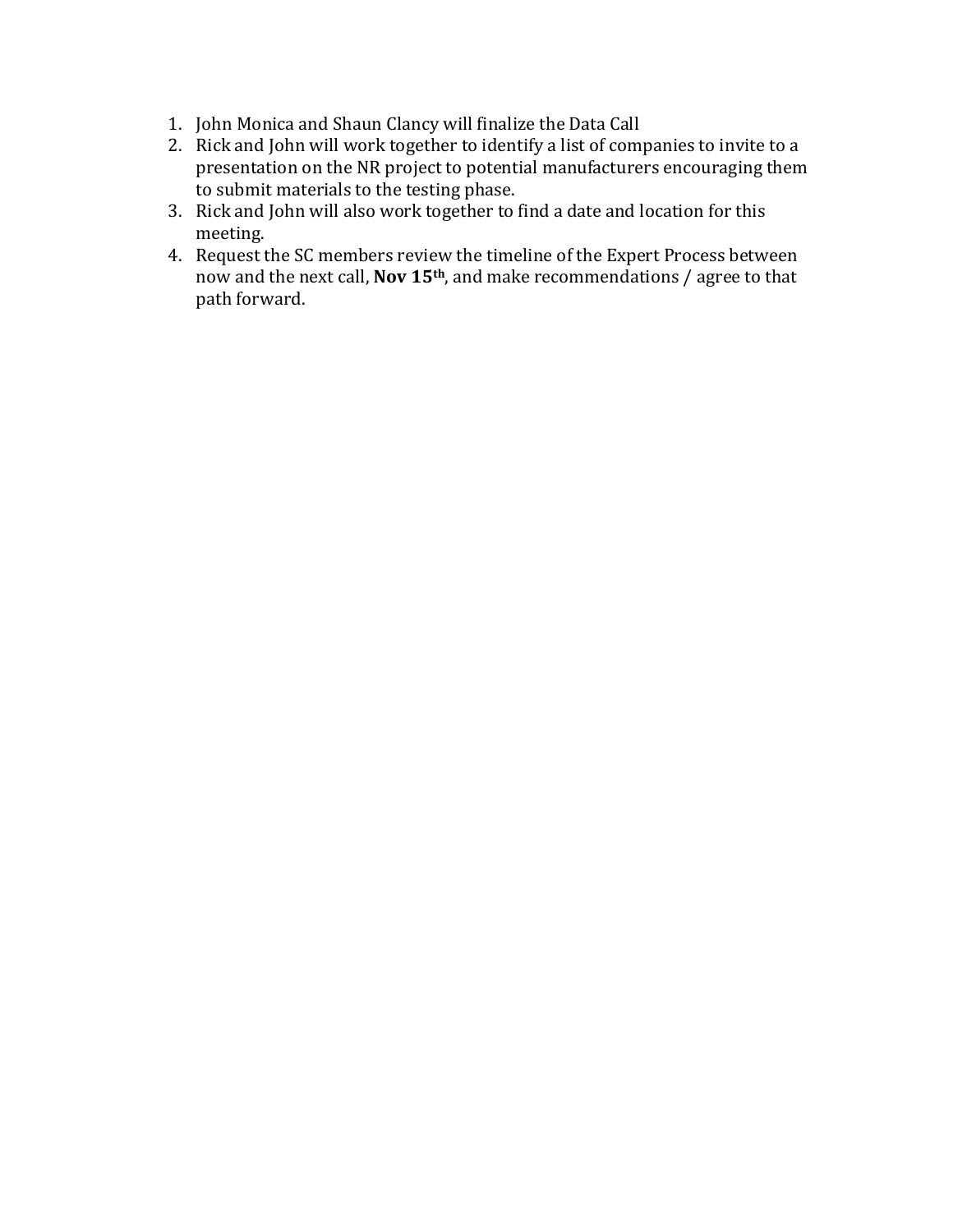1. John Monica and Shaun Clancy will finalize the Data Call
2. Rick and John will work together to identify a list of companies to invite to a presentation on the NR project to potential manufacturers encouraging them to submit materials to the testing phase.
3. Rick and John will also work together to find a date and location for this meeting.
4. Request the SC members review the timeline of the Expert Process between now and the next call, **Nov 15th**, and make recommendations / agree to that path forward.